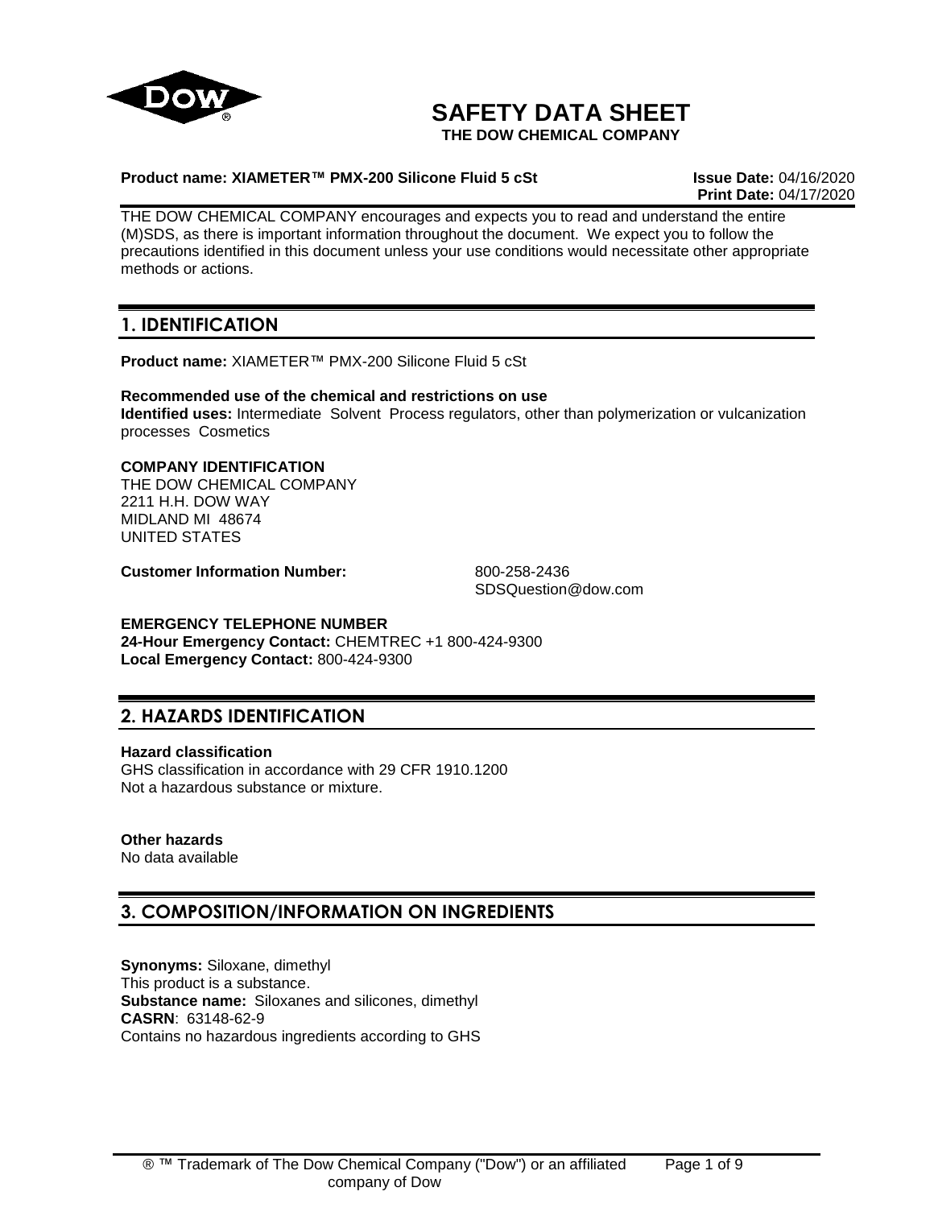# SAFETY DATA SHEET

**THE DOW CHEMICAL COMPANY**

**Product name: XIAMETER™ PMX-200 Silicone Fluid 5 cSt** **Issue Date:** 04/16/2020
**Print Date:** 04/17/2020

THE DOW CHEMICAL COMPANY encourages and expects you to read and understand the entire (M)SDS, as there is important information throughout the document. We expect you to follow the precautions identified in this document unless your use conditions would necessitate other appropriate methods or actions.

## 1. IDENTIFICATION

**Product name:** XIAMETER™ PMX-200 Silicone Fluid 5 cSt

**Recommended use of the chemical and restrictions on use**
**Identified uses:** Intermediate Solvent Process regulators, other than polymerization or vulcanization processes Cosmetics

**COMPANY IDENTIFICATION**
THE DOW CHEMICAL COMPANY
2211 H.H. DOW WAY
MIDLAND MI 48674
UNITED STATES

**Customer Information Number:** 800-258-2436
SDSQuestion@dow.com

**EMERGENCY TELEPHONE NUMBER**
**24-Hour Emergency Contact:** CHEMTREC +1 800-424-9300
**Local Emergency Contact:** 800-424-9300

## 2. HAZARDS IDENTIFICATION

**Hazard classification**
GHS classification in accordance with 29 CFR 1910.1200
Not a hazardous substance or mixture.

**Other hazards**
No data available

## 3. COMPOSITION/INFORMATION ON INGREDIENTS

**Synonyms:** Siloxane, dimethyl
This product is a substance.
**Substance name:** Siloxanes and silicones, dimethyl
**CASRN**: 63148-62-9
Contains no hazardous ingredients according to GHS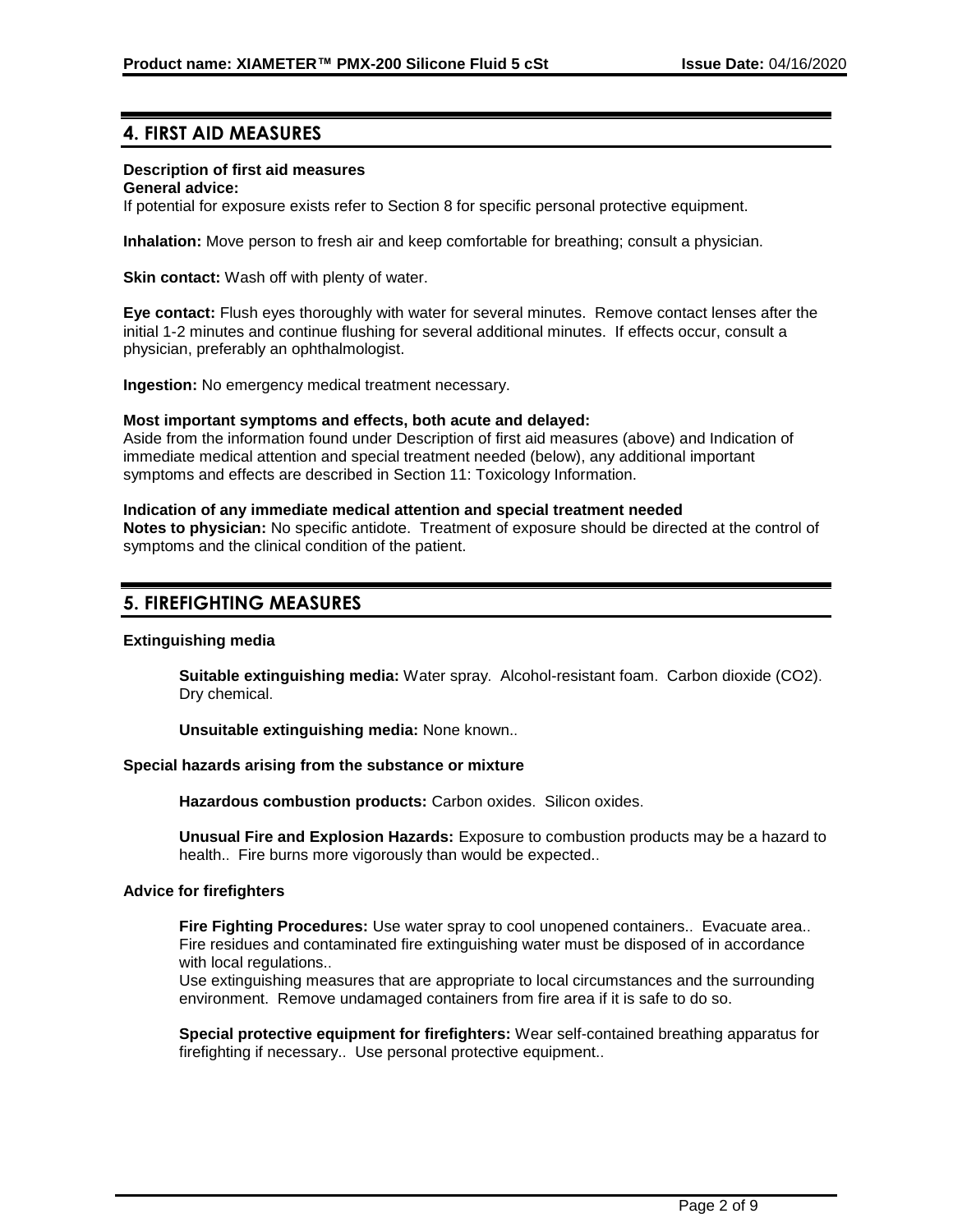## 4. FIRST AID MEASURES

**Description of first aid measures**

**General advice:**

If potential for exposure exists refer to Section 8 for specific personal protective equipment.

**Inhalation:** Move person to fresh air and keep comfortable for breathing; consult a physician.

**Skin contact:** Wash off with plenty of water.

**Eye contact:** Flush eyes thoroughly with water for several minutes. Remove contact lenses after the initial 1-2 minutes and continue flushing for several additional minutes. If effects occur, consult a physician, preferably an ophthalmologist.

**Ingestion:** No emergency medical treatment necessary.

**Most important symptoms and effects, both acute and delayed:**

Aside from the information found under Description of first aid measures (above) and Indication of immediate medical attention and special treatment needed (below), any additional important symptoms and effects are described in Section 11: Toxicology Information.

**Indication of any immediate medical attention and special treatment needed**

**Notes to physician:** No specific antidote. Treatment of exposure should be directed at the control of symptoms and the clinical condition of the patient.

## 5. FIREFIGHTING MEASURES

**Extinguishing media**

**Suitable extinguishing media:** Water spray. Alcohol-resistant foam. Carbon dioxide ($CO_2$). Dry chemical.

**Unsuitable extinguishing media:** None known..

**Special hazards arising from the substance or mixture**

**Hazardous combustion products:** Carbon oxides. Silicon oxides.

**Unusual Fire and Explosion Hazards:** Exposure to combustion products may be a hazard to health.. Fire burns more vigorously than would be expected..

**Advice for firefighters**

**Fire Fighting Procedures:** Use water spray to cool unopened containers.. Evacuate area.. Fire residues and contaminated fire extinguishing water must be disposed of in accordance with local regulations..

Use extinguishing measures that are appropriate to local circumstances and the surrounding environment. Remove undamaged containers from fire area if it is safe to do so.

**Special protective equipment for firefighters:** Wear self-contained breathing apparatus for firefighting if necessary.. Use personal protective equipment..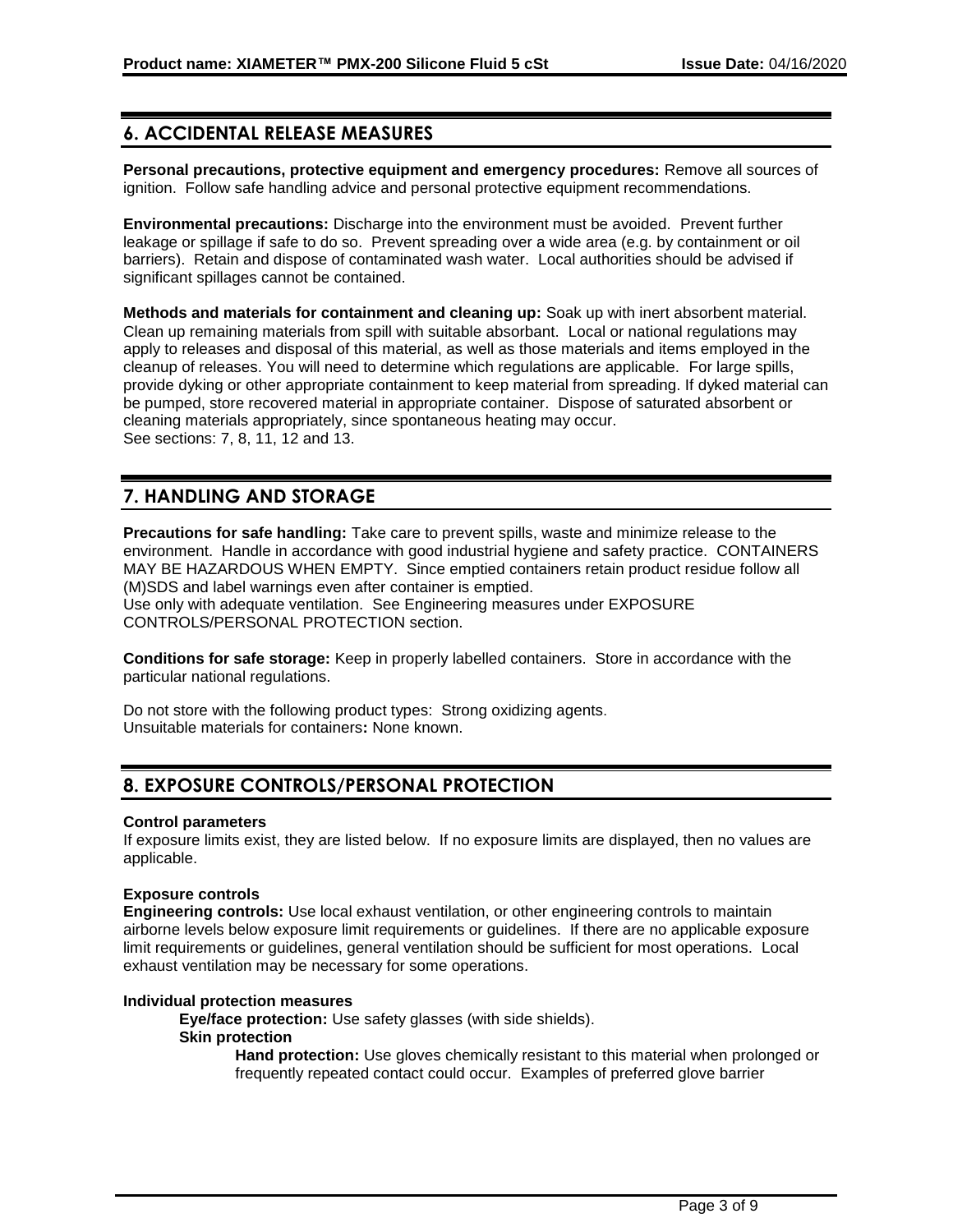## 6. ACCIDENTAL RELEASE MEASURES

**Personal precautions, protective equipment and emergency procedures:** Remove all sources of ignition. Follow safe handling advice and personal protective equipment recommendations.

**Environmental precautions:** Discharge into the environment must be avoided. Prevent further leakage or spillage if safe to do so. Prevent spreading over a wide area (e.g. by containment or oil barriers). Retain and dispose of contaminated wash water. Local authorities should be advised if significant spillages cannot be contained.

**Methods and materials for containment and cleaning up:** Soak up with inert absorbent material. Clean up remaining materials from spill with suitable absorbant. Local or national regulations may apply to releases and disposal of this material, as well as those materials and items employed in the cleanup of releases. You will need to determine which regulations are applicable. For large spills, provide dyking or other appropriate containment to keep material from spreading. If dyked material can be pumped, store recovered material in appropriate container. Dispose of saturated absorbent or cleaning materials appropriately, since spontaneous heating may occur.
See sections: 7, 8, 11, 12 and 13.

## 7. HANDLING AND STORAGE

**Precautions for safe handling:** Take care to prevent spills, waste and minimize release to the environment. Handle in accordance with good industrial hygiene and safety practice. CONTAINERS MAY BE HAZARDOUS WHEN EMPTY. Since emptied containers retain product residue follow all (M)SDS and label warnings even after container is emptied.
Use only with adequate ventilation. See Engineering measures under EXPOSURE CONTROLS/PERSONAL PROTECTION section.

**Conditions for safe storage:** Keep in properly labelled containers. Store in accordance with the particular national regulations.

Do not store with the following product types: Strong oxidizing agents.
Unsuitable materials for containers**:** None known.

## 8. EXPOSURE CONTROLS/PERSONAL PROTECTION

**Control parameters**
If exposure limits exist, they are listed below. If no exposure limits are displayed, then no values are applicable.

**Exposure controls**
**Engineering controls:** Use local exhaust ventilation, or other engineering controls to maintain airborne levels below exposure limit requirements or guidelines. If there are no applicable exposure limit requirements or guidelines, general ventilation should be sufficient for most operations. Local exhaust ventilation may be necessary for some operations.

**Individual protection measures**

**Eye/face protection:** Use safety glasses (with side shields).

**Skin protection**

**Hand protection:** Use gloves chemically resistant to this material when prolonged or frequently repeated contact could occur. Examples of preferred glove barrier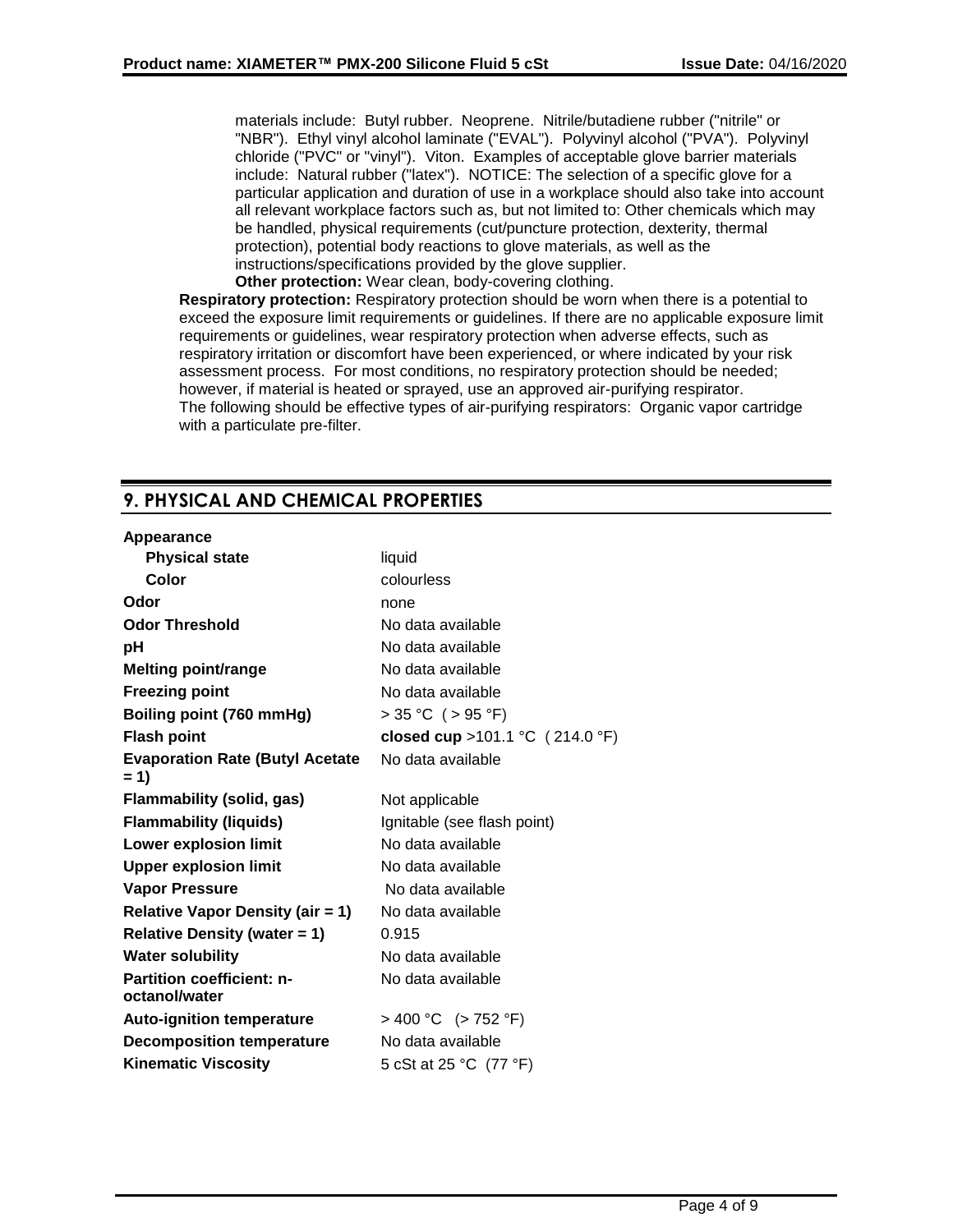materials include: Butyl rubber. Neoprene. Nitrile/butadiene rubber ("nitrile" or "NBR"). Ethyl vinyl alcohol laminate ("EVAL"). Polyvinyl alcohol ("PVA"). Polyvinyl chloride ("PVC" or "vinyl"). Viton. Examples of acceptable glove barrier materials include: Natural rubber ("latex"). NOTICE: The selection of a specific glove for a particular application and duration of use in a workplace should also take into account all relevant workplace factors such as, but not limited to: Other chemicals which may be handled, physical requirements (cut/puncture protection, dexterity, thermal protection), potential body reactions to glove materials, as well as the instructions/specifications provided by the glove supplier.

**Other protection:** Wear clean, body-covering clothing.

**Respiratory protection:** Respiratory protection should be worn when there is a potential to exceed the exposure limit requirements or guidelines. If there are no applicable exposure limit requirements or guidelines, wear respiratory protection when adverse effects, such as respiratory irritation or discomfort have been experienced, or where indicated by your risk assessment process. For most conditions, no respiratory protection should be needed; however, if material is heated or sprayed, use an approved air-purifying respirator. The following should be effective types of air-purifying respirators: Organic vapor cartridge with a particulate pre-filter.

## 9. PHYSICAL AND CHEMICAL PROPERTIES

| Property | Value |
|---|---|
| **Appearance** | |
| **Physical state** | liquid |
| **Color** | colourless |
| **Odor** | none |
| **Odor Threshold** | No data available |
| **pH** | No data available |
| **Melting point/range** | No data available |
| **Freezing point** | No data available |
| **Boiling point (760 mmHg)** | > 35 °C ( > 95 °F) |
| **Flash point** | **closed cup** >101.1 °C ( 214.0 °F) |
| **Evaporation Rate (Butyl Acetate = 1)** | No data available |
| **Flammability (solid, gas)** | Not applicable |
| **Flammability (liquids)** | Ignitable (see flash point) |
| **Lower explosion limit** | No data available |
| **Upper explosion limit** | No data available |
| **Vapor Pressure** | No data available |
| **Relative Vapor Density (air = 1)** | No data available |
| **Relative Density (water = 1)** | 0.915 |
| **Water solubility** | No data available |
| **Partition coefficient: n-octanol/water** | No data available |
| **Auto-ignition temperature** | > 400 °C (> 752 °F) |
| **Decomposition temperature** | No data available |
| **Kinematic Viscosity** | 5 cSt at 25 °C (77 °F) |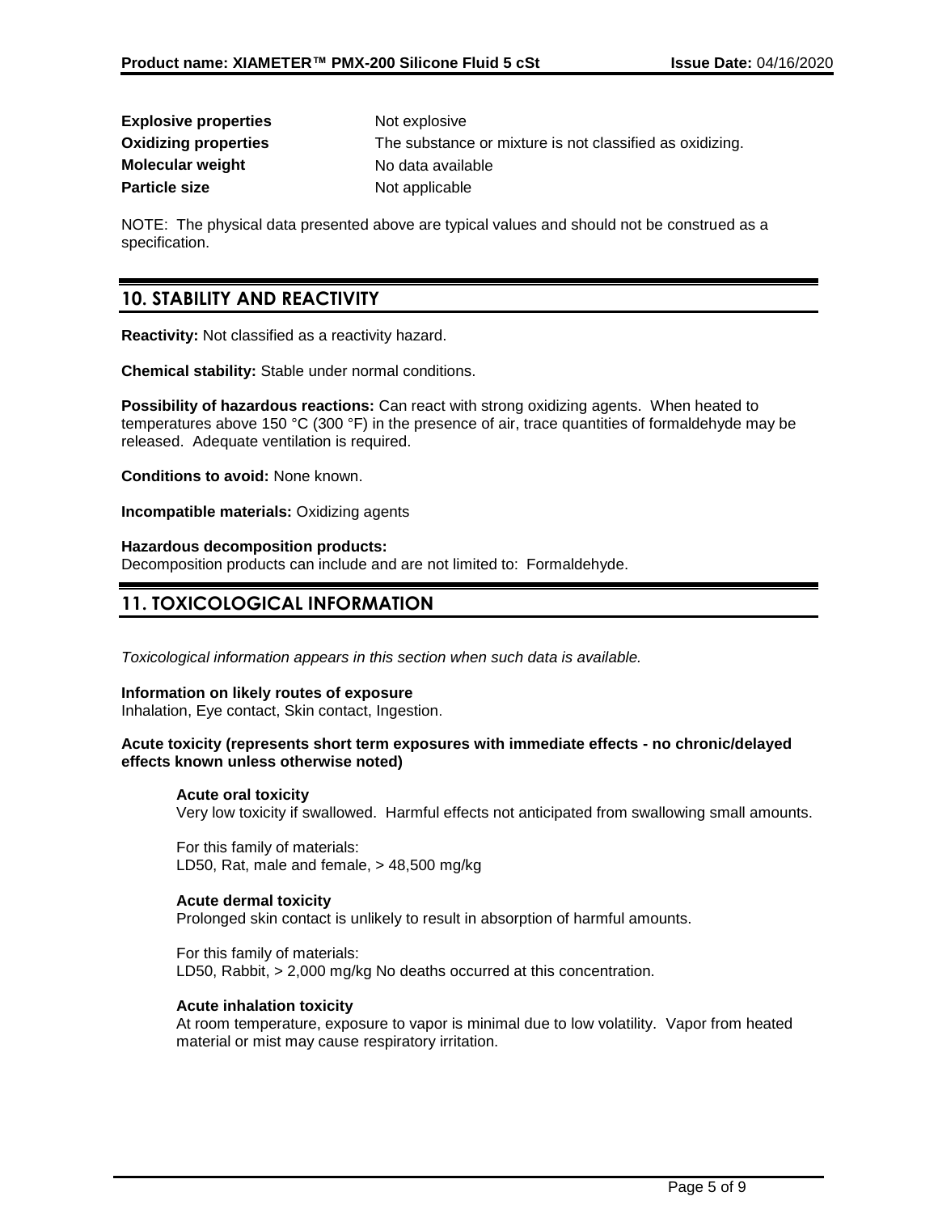| | |
|---|---|
| **Explosive properties** | Not explosive |
| **Oxidizing properties** | The substance or mixture is not classified as oxidizing. |
| **Molecular weight** | No data available |
| **Particle size** | Not applicable |

NOTE: The physical data presented above are typical values and should not be construed as a specification.

## 10. STABILITY AND REACTIVITY

**Reactivity:** Not classified as a reactivity hazard.

**Chemical stability:** Stable under normal conditions.

**Possibility of hazardous reactions:** Can react with strong oxidizing agents. When heated to temperatures above 150 °C (300 °F) in the presence of air, trace quantities of formaldehyde may be released. Adequate ventilation is required.

**Conditions to avoid:** None known.

**Incompatible materials:** Oxidizing agents

**Hazardous decomposition products:**
Decomposition products can include and are not limited to: Formaldehyde.

## 11. TOXICOLOGICAL INFORMATION

*Toxicological information appears in this section when such data is available.*

**Information on likely routes of exposure**
Inhalation, Eye contact, Skin contact, Ingestion.

**Acute toxicity (represents short term exposures with immediate effects - no chronic/delayed effects known unless otherwise noted)**

**Acute oral toxicity**
Very low toxicity if swallowed. Harmful effects not anticipated from swallowing small amounts.

For this family of materials:
LD50, Rat, male and female, > 48,500 mg/kg

**Acute dermal toxicity**
Prolonged skin contact is unlikely to result in absorption of harmful amounts.

For this family of materials:
LD50, Rabbit, > 2,000 mg/kg No deaths occurred at this concentration.

**Acute inhalation toxicity**
At room temperature, exposure to vapor is minimal due to low volatility. Vapor from heated material or mist may cause respiratory irritation.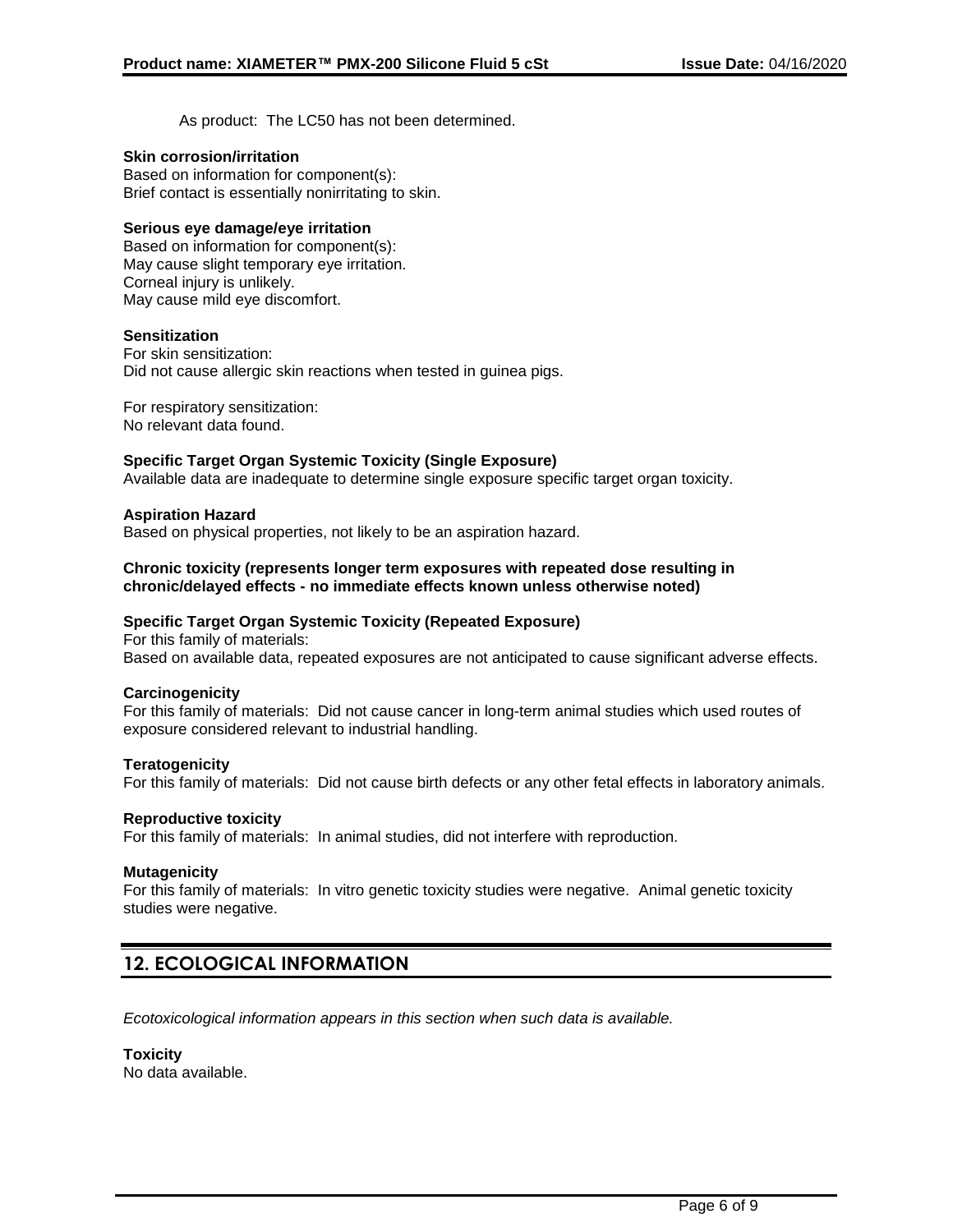As product: The LC50 has not been determined.

**Skin corrosion/irritation**
Based on information for component(s):
Brief contact is essentially nonirritating to skin.

**Serious eye damage/eye irritation**
Based on information for component(s):
May cause slight temporary eye irritation.
Corneal injury is unlikely.
May cause mild eye discomfort.

**Sensitization**
For skin sensitization:
Did not cause allergic skin reactions when tested in guinea pigs.

For respiratory sensitization:
No relevant data found.

**Specific Target Organ Systemic Toxicity (Single Exposure)**
Available data are inadequate to determine single exposure specific target organ toxicity.

**Aspiration Hazard**
Based on physical properties, not likely to be an aspiration hazard.

**Chronic toxicity (represents longer term exposures with repeated dose resulting in chronic/delayed effects - no immediate effects known unless otherwise noted)**

**Specific Target Organ Systemic Toxicity (Repeated Exposure)**
For this family of materials:
Based on available data, repeated exposures are not anticipated to cause significant adverse effects.

**Carcinogenicity**
For this family of materials: Did not cause cancer in long-term animal studies which used routes of exposure considered relevant to industrial handling.

**Teratogenicity**
For this family of materials: Did not cause birth defects or any other fetal effects in laboratory animals.

**Reproductive toxicity**
For this family of materials: In animal studies, did not interfere with reproduction.

**Mutagenicity**
For this family of materials: In vitro genetic toxicity studies were negative. Animal genetic toxicity studies were negative.

## 12. ECOLOGICAL INFORMATION

*Ecotoxicological information appears in this section when such data is available.*

**Toxicity**
No data available.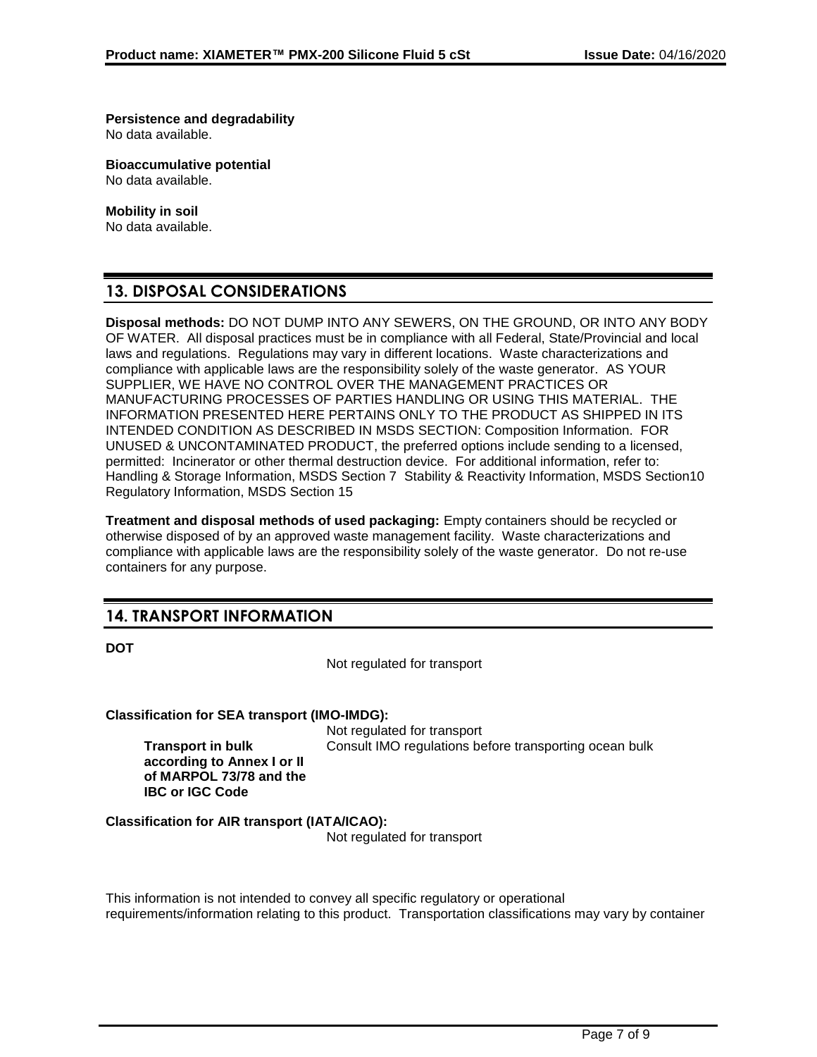**Persistence and degradability**
No data available.

**Bioaccumulative potential**
No data available.

**Mobility in soil**
No data available.

## 13. DISPOSAL CONSIDERATIONS

**Disposal methods:** DO NOT DUMP INTO ANY SEWERS, ON THE GROUND, OR INTO ANY BODY OF WATER. All disposal practices must be in compliance with all Federal, State/Provincial and local laws and regulations. Regulations may vary in different locations. Waste characterizations and compliance with applicable laws are the responsibility solely of the waste generator. AS YOUR SUPPLIER, WE HAVE NO CONTROL OVER THE MANAGEMENT PRACTICES OR MANUFACTURING PROCESSES OF PARTIES HANDLING OR USING THIS MATERIAL. THE INFORMATION PRESENTED HERE PERTAINS ONLY TO THE PRODUCT AS SHIPPED IN ITS INTENDED CONDITION AS DESCRIBED IN MSDS SECTION: Composition Information. FOR UNUSED & UNCONTAMINATED PRODUCT, the preferred options include sending to a licensed, permitted: Incinerator or other thermal destruction device. For additional information, refer to: Handling & Storage Information, MSDS Section 7 Stability & Reactivity Information, MSDS Section10 Regulatory Information, MSDS Section 15

**Treatment and disposal methods of used packaging:** Empty containers should be recycled or otherwise disposed of by an approved waste management facility. Waste characterizations and compliance with applicable laws are the responsibility solely of the waste generator. Do not re-use containers for any purpose.

## 14. TRANSPORT INFORMATION

**DOT**

Not regulated for transport

**Classification for SEA transport (IMO-IMDG):**

Not regulated for transport

**Transport in bulk according to Annex I or II of MARPOL 73/78 and the IBC or IGC Code**: Consult IMO regulations before transporting ocean bulk

**Classification for AIR transport (IATA/ICAO):**

Not regulated for transport

This information is not intended to convey all specific regulatory or operational requirements/information relating to this product. Transportation classifications may vary by container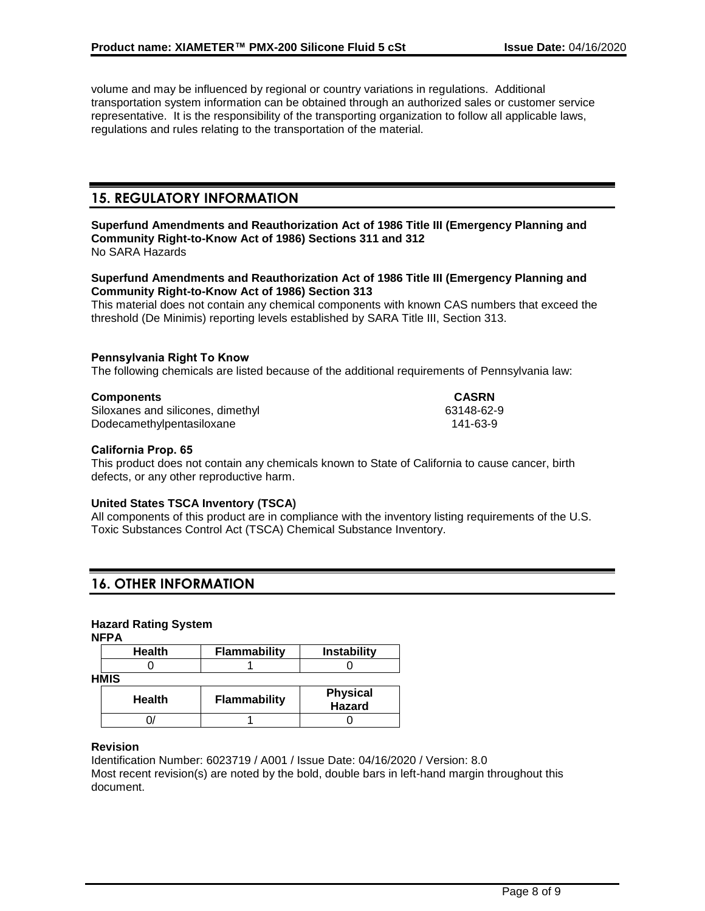volume and may be influenced by regional or country variations in regulations. Additional transportation system information can be obtained through an authorized sales or customer service representative. It is the responsibility of the transporting organization to follow all applicable laws, regulations and rules relating to the transportation of the material.

## 15. REGULATORY INFORMATION

**Superfund Amendments and Reauthorization Act of 1986 Title III (Emergency Planning and Community Right-to-Know Act of 1986) Sections 311 and 312**
No SARA Hazards

**Superfund Amendments and Reauthorization Act of 1986 Title III (Emergency Planning and Community Right-to-Know Act of 1986) Section 313**
This material does not contain any chemical components with known CAS numbers that exceed the threshold (De Minimis) reporting levels established by SARA Title III, Section 313.

**Pennsylvania Right To Know**
The following chemicals are listed because of the additional requirements of Pennsylvania law:

| Components | CASRN |
| --- | --- |
| Siloxanes and silicones, dimethyl | 63148-62-9 |
| Dodecamethylpentasiloxane | 141-63-9 |

**California Prop. 65**
This product does not contain any chemicals known to State of California to cause cancer, birth defects, or any other reproductive harm.

**United States TSCA Inventory (TSCA)**
All components of this product are in compliance with the inventory listing requirements of the U.S. Toxic Substances Control Act (TSCA) Chemical Substance Inventory.

## 16. OTHER INFORMATION

**Hazard Rating System**
**NFPA**

| Health | Flammability | Instability |
| --- | --- | --- |
| 0 | 1 | 0 |

**HMIS**

| Health | Flammability | Physical Hazard |
| --- | --- | --- |
| 0/ | 1 | 0 |

**Revision**
Identification Number: 6023719 / A001 / Issue Date: 04/16/2020 / Version: 8.0
Most recent revision(s) are noted by the bold, double bars in left-hand margin throughout this document.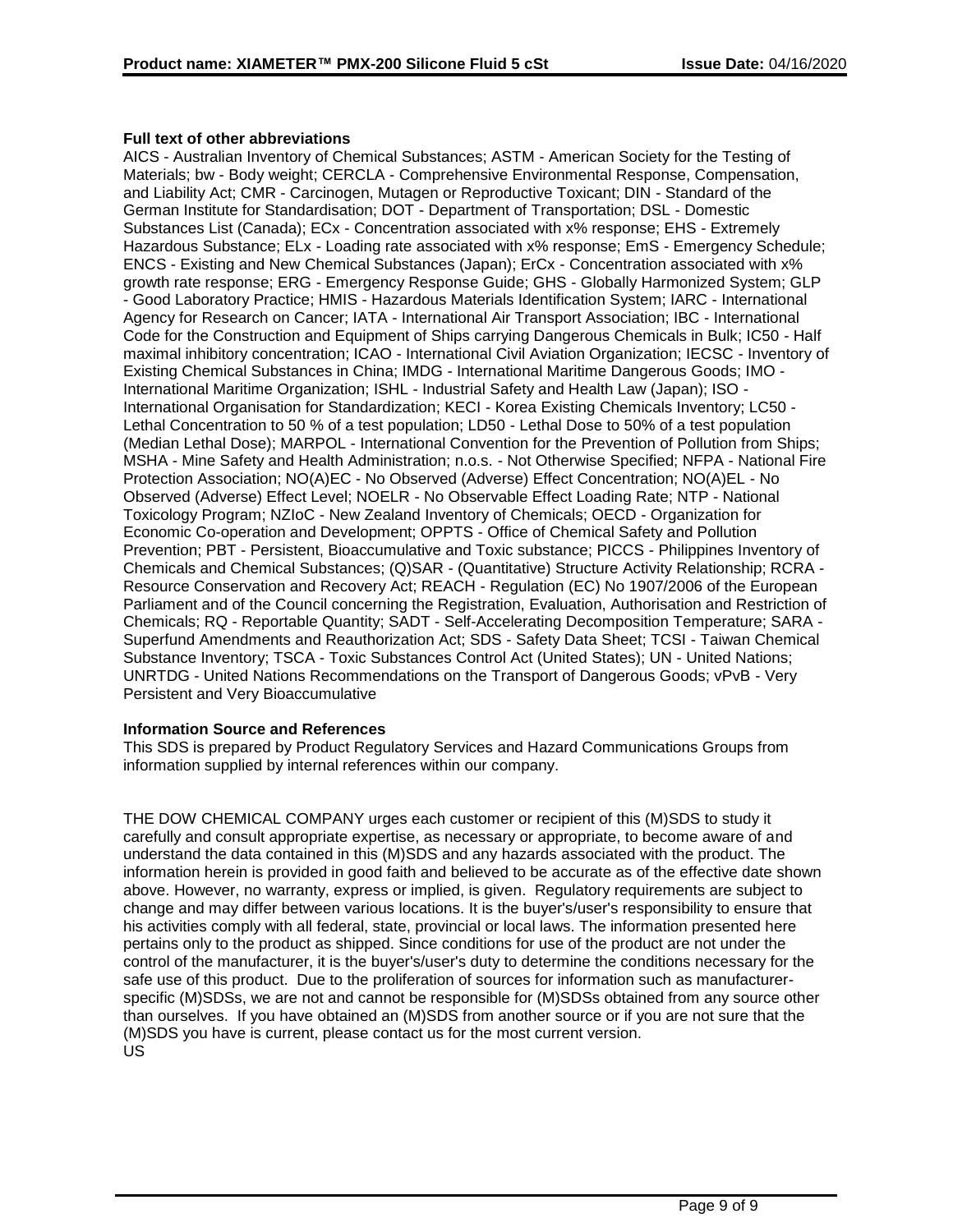**Full text of other abbreviations**

AICS - Australian Inventory of Chemical Substances; ASTM - American Society for the Testing of Materials; bw - Body weight; CERCLA - Comprehensive Environmental Response, Compensation, and Liability Act; CMR - Carcinogen, Mutagen or Reproductive Toxicant; DIN - Standard of the German Institute for Standardisation; DOT - Department of Transportation; DSL - Domestic Substances List (Canada); ECx - Concentration associated with x% response; EHS - Extremely Hazardous Substance; ELx - Loading rate associated with x% response; EmS - Emergency Schedule; ENCS - Existing and New Chemical Substances (Japan); ErCx - Concentration associated with x% growth rate response; ERG - Emergency Response Guide; GHS - Globally Harmonized System; GLP - Good Laboratory Practice; HMIS - Hazardous Materials Identification System; IARC - International Agency for Research on Cancer; IATA - International Air Transport Association; IBC - International Code for the Construction and Equipment of Ships carrying Dangerous Chemicals in Bulk; IC50 - Half maximal inhibitory concentration; ICAO - International Civil Aviation Organization; IECSC - Inventory of Existing Chemical Substances in China; IMDG - International Maritime Dangerous Goods; IMO - International Maritime Organization; ISHL - Industrial Safety and Health Law (Japan); ISO - International Organisation for Standardization; KECI - Korea Existing Chemicals Inventory; LC50 - Lethal Concentration to 50 % of a test population; LD50 - Lethal Dose to 50% of a test population (Median Lethal Dose); MARPOL - International Convention for the Prevention of Pollution from Ships; MSHA - Mine Safety and Health Administration; n.o.s. - Not Otherwise Specified; NFPA - National Fire Protection Association; NO(A)EC - No Observed (Adverse) Effect Concentration; NO(A)EL - No Observed (Adverse) Effect Level; NOELR - No Observable Effect Loading Rate; NTP - National Toxicology Program; NZIoC - New Zealand Inventory of Chemicals; OECD - Organization for Economic Co-operation and Development; OPPTS - Office of Chemical Safety and Pollution Prevention; PBT - Persistent, Bioaccumulative and Toxic substance; PICCS - Philippines Inventory of Chemicals and Chemical Substances; (Q)SAR - (Quantitative) Structure Activity Relationship; RCRA - Resource Conservation and Recovery Act; REACH - Regulation (EC) No 1907/2006 of the European Parliament and of the Council concerning the Registration, Evaluation, Authorisation and Restriction of Chemicals; RQ - Reportable Quantity; SADT - Self-Accelerating Decomposition Temperature; SARA - Superfund Amendments and Reauthorization Act; SDS - Safety Data Sheet; TCSI - Taiwan Chemical Substance Inventory; TSCA - Toxic Substances Control Act (United States); UN - United Nations; UNRTDG - United Nations Recommendations on the Transport of Dangerous Goods; vPvB - Very Persistent and Very Bioaccumulative

**Information Source and References**

This SDS is prepared by Product Regulatory Services and Hazard Communications Groups from information supplied by internal references within our company.

THE DOW CHEMICAL COMPANY urges each customer or recipient of this (M)SDS to study it carefully and consult appropriate expertise, as necessary or appropriate, to become aware of and understand the data contained in this (M)SDS and any hazards associated with the product. The information herein is provided in good faith and believed to be accurate as of the effective date shown above. However, no warranty, express or implied, is given. Regulatory requirements are subject to change and may differ between various locations. It is the buyer's/user's responsibility to ensure that his activities comply with all federal, state, provincial or local laws. The information presented here pertains only to the product as shipped. Since conditions for use of the product are not under the control of the manufacturer, it is the buyer's/user's duty to determine the conditions necessary for the safe use of this product. Due to the proliferation of sources for information such as manufacturer-specific (M)SDSs, we are not and cannot be responsible for (M)SDSs obtained from any source other than ourselves. If you have obtained an (M)SDS from another source or if you are not sure that the (M)SDS you have is current, please contact us for the most current version.

US